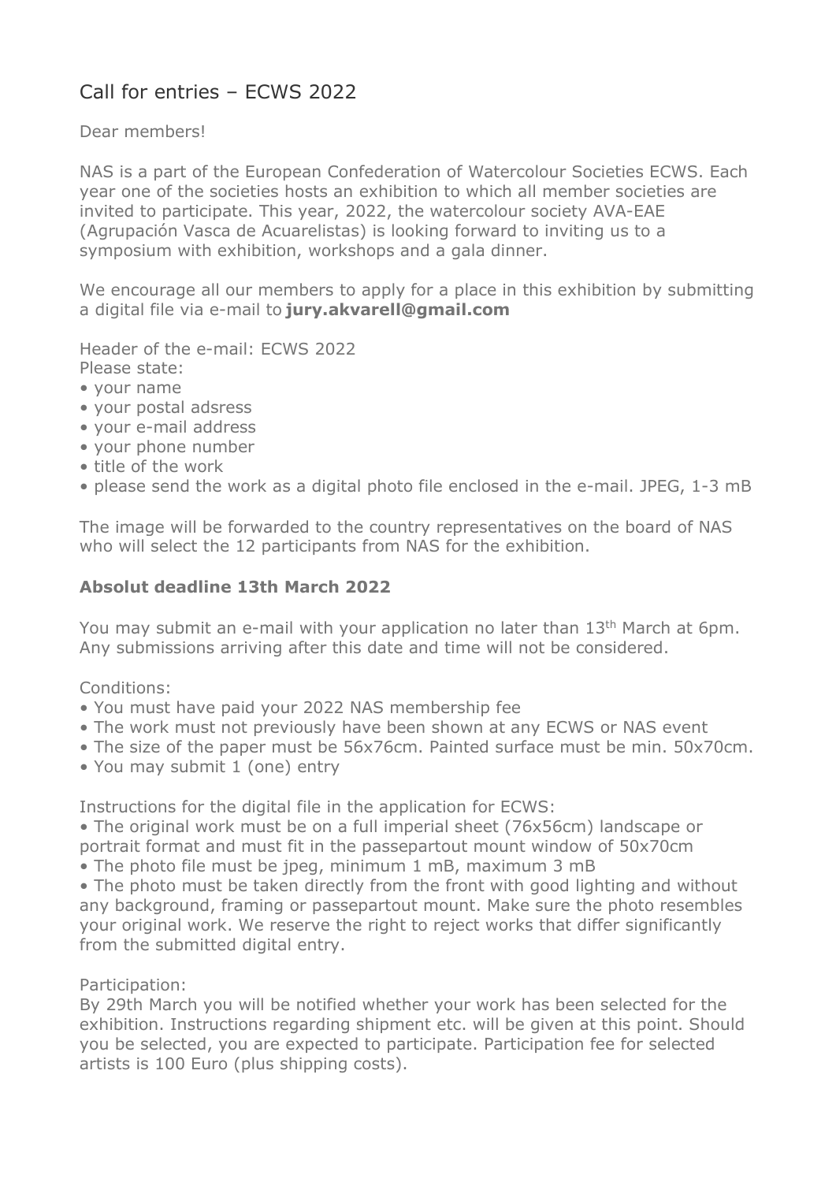# Call for entries – ECWS 2022

Dear members!

NAS is a part of the European Confederation of Watercolour Societies ECWS. Each year one of the societies hosts an exhibition to which all member societies are invited to participate. This year, 2022, the watercolour society AVA-EAE (Agrupación Vasca de Acuarelistas) is looking forward to inviting us to a symposium with exhibition, workshops and a gala dinner.

We encourage all our members to apply for a place in this exhibition by submitting a digital file via e-mail to **jury.akvarell@gmail.com**

Header of the e-mail: ECWS 2022
Please state:

- your name
- your postal adsress
- your e-mail address
- your phone number
- title of the work
- please send the work as a digital photo file enclosed in the e-mail. JPEG, 1-3 mB

The image will be forwarded to the country representatives on the board of NAS who will select the 12 participants from NAS for the exhibition.

**Absolut deadline 13th March 2022**

You may submit an e-mail with your application no later than 13th March at 6pm. Any submissions arriving after this date and time will not be considered.

Conditions:

- You must have paid your 2022 NAS membership fee
- The work must not previously have been shown at any ECWS or NAS event
- The size of the paper must be 56x76cm. Painted surface must be min. 50x70cm.
- You may submit 1 (one) entry

Instructions for the digital file in the application for ECWS:

- The original work must be on a full imperial sheet (76x56cm) landscape or portrait format and must fit in the passepartout mount window of 50x70cm
- The photo file must be jpeg, minimum 1 mB, maximum 3 mB
- The photo must be taken directly from the front with good lighting and without any background, framing or passepartout mount. Make sure the photo resembles your original work. We reserve the right to reject works that differ significantly from the submitted digital entry.

Participation:
By 29th March you will be notified whether your work has been selected for the exhibition. Instructions regarding shipment etc. will be given at this point. Should you be selected, you are expected to participate. Participation fee for selected artists is 100 Euro (plus shipping costs).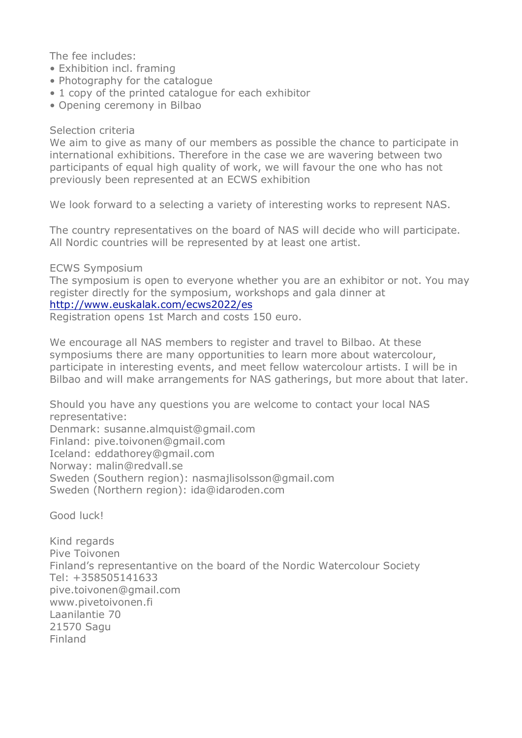The fee includes:

- Exhibition incl. framing
- Photography for the catalogue
- 1 copy of the printed catalogue for each exhibitor
- Opening ceremony in Bilbao

Selection criteria
We aim to give as many of our members as possible the chance to participate in international exhibitions. Therefore in the case we are wavering between two participants of equal high quality of work, we will favour the one who has not previously been represented at an ECWS exhibition

We look forward to a selecting a variety of interesting works to represent NAS.

The country representatives on the board of NAS will decide who will participate. All Nordic countries will be represented by at least one artist.

ECWS Symposium
The symposium is open to everyone whether you are an exhibitor or not. You may register directly for the symposium, workshops and gala dinner at
[http://www.euskalak.com/ecws2022/es](http://www.euskalak.com/ecws2022/es)
Registration opens 1st March and costs 150 euro.

We encourage all NAS members to register and travel to Bilbao. At these symposiums there are many opportunities to learn more about watercolour, participate in interesting events, and meet fellow watercolour artists. I will be in Bilbao and will make arrangements for NAS gatherings, but more about that later.

Should you have any questions you are welcome to contact your local NAS representative:
Denmark: susanne.almquist@gmail.com
Finland: pive.toivonen@gmail.com
Iceland: eddathorey@gmail.com
Norway: malin@redvall.se
Sweden (Southern region): nasmajlisolsson@gmail.com
Sweden (Northern region): ida@idaroden.com

Good luck!

Kind regards
Pive Toivonen
Finland's representantive on the board of the Nordic Watercolour Society
Tel: +358505141633
pive.toivonen@gmail.com
www.pivetoivonen.fi
Laanilantie 70
21570 Sagu
Finland